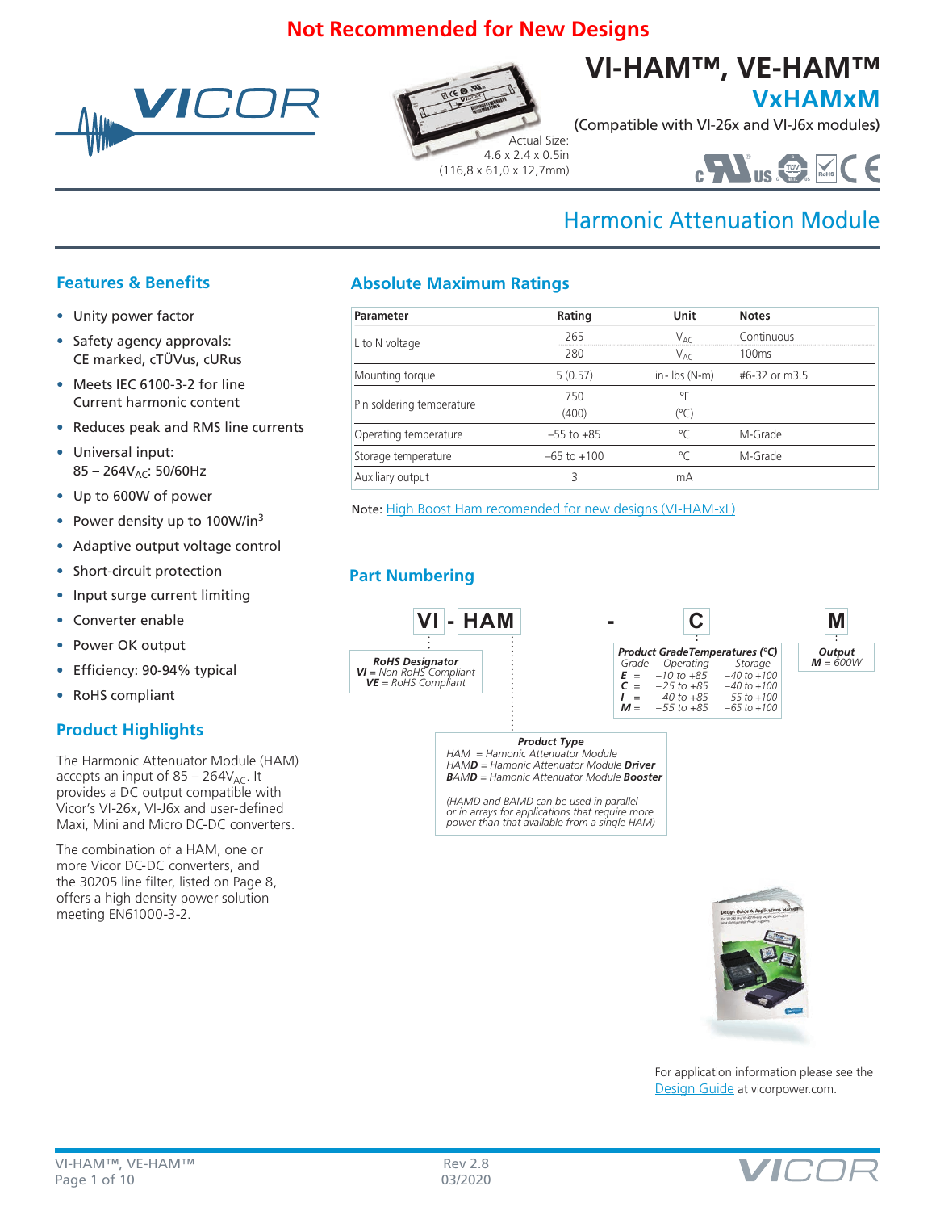**Not Recommended for New Designs**

# VI-HAM™, VE-HAM™

## VxHAMxM

(Compatible with VI-26x and VI-J6x modules)

Actual Size:
4.6 x 2.4 x 0.5in
(116,8 x 61,0 x 12,7mm)

## Harmonic Attenuation Module

### Features & Benefits

- Unity power factor
- Safety agency approvals: CE marked, cTÜVus, cURus
- Meets IEC 6100-3-2 for line Current harmonic content
- Reduces peak and RMS line currents
- Universal input: 85 – 264$V_{AC}$: 50/60Hz
- Up to 600W of power
- Power density up to 100W/in$^3$
- Adaptive output voltage control
- Short-circuit protection
- Input surge current limiting
- Converter enable
- Power OK output
- Efficiency: 90-94% typical
- RoHS compliant

### Product Highlights

The Harmonic Attenuator Module (HAM) accepts an input of 85 – 264$V_{AC}$. It provides a DC output compatible with Vicor's VI-26x, VI-J6x and user-defined Maxi, Mini and Micro DC-DC converters.

The combination of a HAM, one or more Vicor DC-DC converters, and the 30205 line filter, listed on Page 8, offers a high density power solution meeting EN61000-3-2.

### Absolute Maximum Ratings

| Parameter | Rating | Unit | Notes |
|---|---|---|---|
| L to N voltage | 265 | $V_{AC}$ | Continuous |
| | 280 | $V_{AC}$ | 100ms |
| Mounting torque | 5 (0.57) | in- lbs (N-m) | #6-32 or m3.5 |
| Pin soldering temperature | 750 | °F | |
| | (400) | (°C) | |
| Operating temperature | –55 to +85 | °C | M-Grade |
| Storage temperature | –65 to +100 | °C | M-Grade |
| Auxiliary output | 3 | mA | |

Note: High Boost Ham recomended for new designs (VI-HAM-xL)

### Part Numbering

**VI - HAM - C M**

**RoHS Designator**
*VI* = Non RoHS Compliant
*VE* = RoHS Compliant

**Product Type**
HAM = Hamonic Attenuator Module
HAM**D** = Hamonic Attenuator Module **Driver**
**B**AM**D** = Hamonic Attenuator Module **Booster**

(HAMD and BAMD can be used in parallel or in arrays for applications that require more power than that available from a single HAM)

**Product Grade Temperatures (°C)**

| Grade | Operating | Storage |
|---|---|---|
| E = | –10 to +85 | –40 to +100 |
| C = | –25 to +85 | –40 to +100 |
| I = | –40 to +85 | –55 to +100 |
| M = | –55 to +85 | –65 to +100 |

**Output**
M = 600W

For application information please see the Design Guide at vicorpower.com.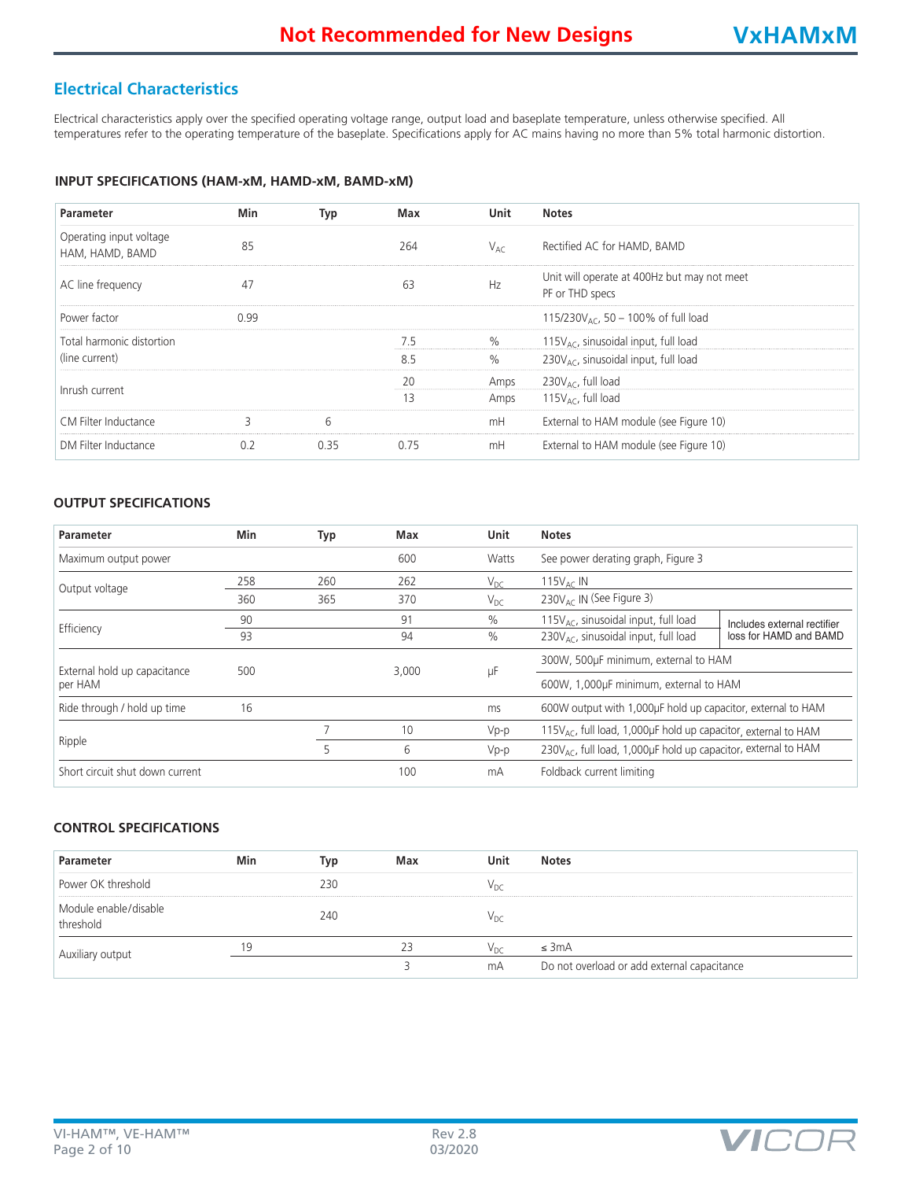## Electrical Characteristics

Electrical characteristics apply over the specified operating voltage range, output load and baseplate temperature, unless otherwise specified. All temperatures refer to the operating temperature of the baseplate. Specifications apply for AC mains having no more than 5% total harmonic distortion.

#### INPUT SPECIFICATIONS (HAM-xM, HAMD-xM, BAMD-xM)

| Parameter | Min | Typ | Max | Unit | Notes |
|---|---|---|---|---|---|
| Operating input voltage HAM, HAMD, BAMD | 85 | | 264 | $V_{AC}$ | Rectified AC for HAMD, BAMD |
| AC line frequency | 47 | | 63 | Hz | Unit will operate at 400Hz but may not meet PF or THD specs |
| Power factor | 0.99 | | | | 115/230$V_{AC}$, 50 – 100% of full load |
| Total harmonic distortion (line current) | | | 7.5 | % | 115$V_{AC}$, sinusoidal input, full load |
| | | | 8.5 | % | 230$V_{AC}$, sinusoidal input, full load |
| Inrush current | | | 20 | Amps | 230$V_{AC}$, full load |
| | | | 13 | Amps | 115$V_{AC}$, full load |
| CM Filter Inductance | 3 | 6 | | mH | External to HAM module (see Figure 10) |
| DM Filter Inductance | 0.2 | 0.35 | 0.75 | mH | External to HAM module (see Figure 10) |

#### OUTPUT SPECIFICATIONS

| Parameter | Min | Typ | Max | Unit | Notes | |
|---|---|---|---|---|---|---|
| Maximum output power | | | 600 | Watts | See power derating graph, Figure 3 | |
| Output voltage | 258 | 260 | 262 | $V_{DC}$ | 115$V_{AC}$ IN | |
| | 360 | 365 | 370 | $V_{DC}$ | 230$V_{AC}$ IN (See Figure 3) | |
| Efficiency | 90 | | 91 | % | 115$V_{AC}$, sinusoidal input, full load | Includes external rectifier loss for HAMD and BAMD |
| | 93 | | 94 | % | 230$V_{AC}$, sinusoidal input, full load | |
| External hold up capacitance per HAM | 500 | | 3,000 | µF | 300W, 500µF minimum, external to HAM | |
| | | | | | 600W, 1,000µF minimum, external to HAM | |
| Ride through / hold up time | 16 | | | ms | 600W output with 1,000µF hold up capacitor, external to HAM | |
| Ripple | | 7 | 10 | Vp-p | 115$V_{AC}$, full load, 1,000µF hold up capacitor, external to HAM | |
| | | 5 | 6 | Vp-p | 230$V_{AC}$, full load, 1,000µF hold up capacitor, external to HAM | |
| Short circuit shut down current | | | 100 | mA | Foldback current limiting | |

#### CONTROL SPECIFICATIONS

| Parameter | Min | Typ | Max | Unit | Notes |
|---|---|---|---|---|---|
| Power OK threshold | | 230 | | $V_{DC}$ | |
| Module enable/disable threshold | | 240 | | $V_{DC}$ | |
| Auxiliary output | 19 | | 23 | $V_{DC}$ | ≤ 3mA |
| | | | 3 | mA | Do not overload or add external capacitance |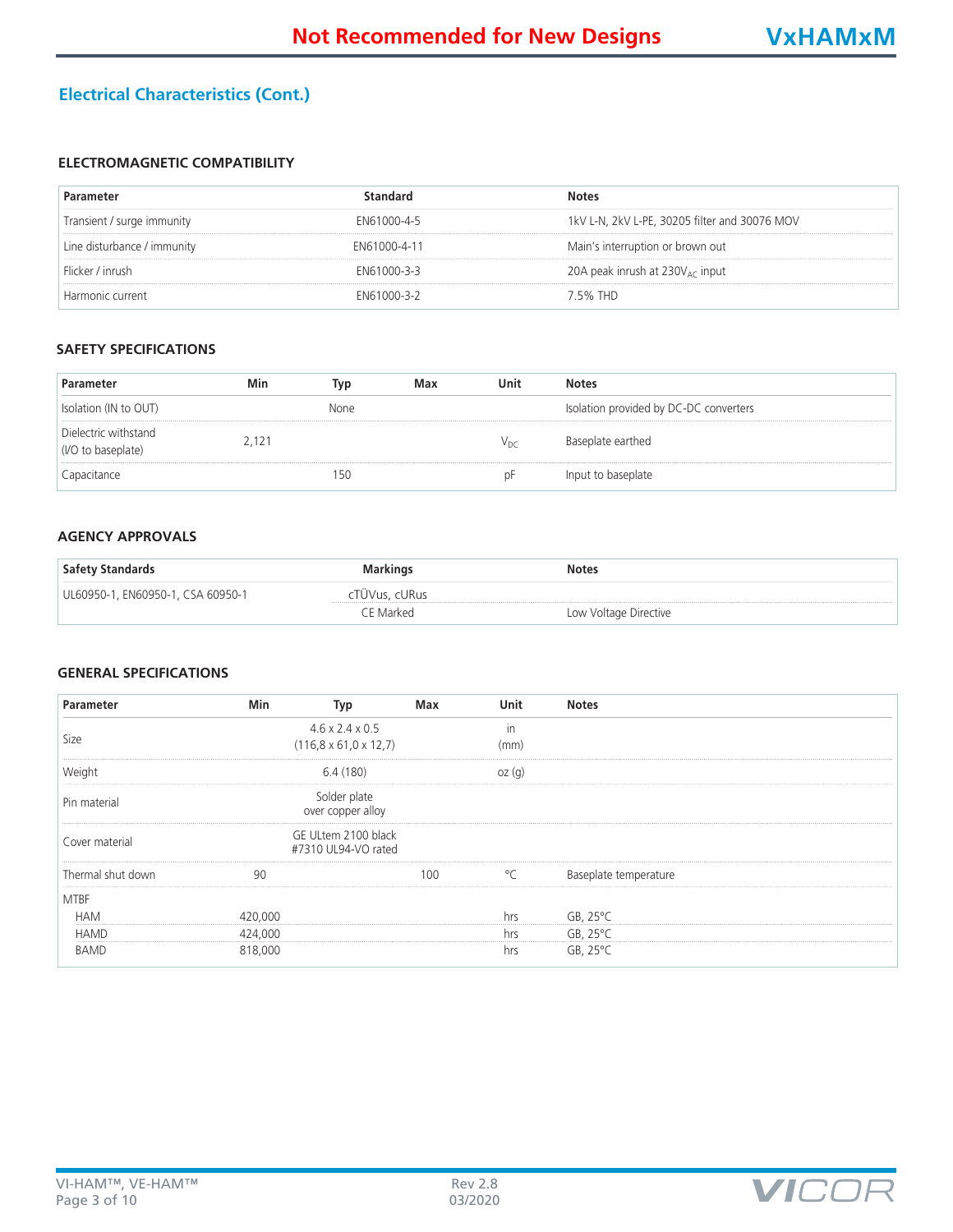## Electrical Characteristics (Cont.)

### ELECTROMAGNETIC COMPATIBILITY

| Parameter | Standard | Notes |
|---|---|---|
| Transient / surge immunity | EN61000-4-5 | 1kV L-N, 2kV L-PE, 30205 filter and 30076 MOV |
| Line disturbance / immunity | EN61000-4-11 | Main's interruption or brown out |
| Flicker / inrush | EN61000-3-3 | 20A peak inrush at 230$V_{AC}$ input |
| Harmonic current | EN61000-3-2 | 7.5% THD |

### SAFETY SPECIFICATIONS

| Parameter | Min | Typ | Max | Unit | Notes |
|---|---|---|---|---|---|
| Isolation (IN to OUT) | | None | | | Isolation provided by DC-DC converters |
| Dielectric withstand (I/O to baseplate) | 2,121 | | | $V_{DC}$ | Baseplate earthed |
| Capacitance | | 150 | | pF | Input to baseplate |

### AGENCY APPROVALS

| Safety Standards | Markings | Notes |
|---|---|---|
| UL60950-1, EN60950-1, CSA 60950-1 | cTÜVus, cURus | |
| | CE Marked | Low Voltage Directive |

### GENERAL SPECIFICATIONS

| Parameter | Min | Typ | Max | Unit | Notes |
|---|---|---|---|---|---|
| Size | | 4.6 x 2.4 x 0.5 (116,8 x 61,0 x 12,7) | | in (mm) | |
| Weight | | 6.4 (180) | | oz (g) | |
| Pin material | | Solder plate over copper alloy | | | |
| Cover material | | GE ULtem 2100 black #7310 UL94-VO rated | | | |
| Thermal shut down | 90 | | 100 | °C | Baseplate temperature |
| MTBF | | | | | |
| HAM | 420,000 | | | hrs | GB, 25°C |
| HAMD | 424,000 | | | hrs | GB, 25°C |
| BAMD | 818,000 | | | hrs | GB, 25°C |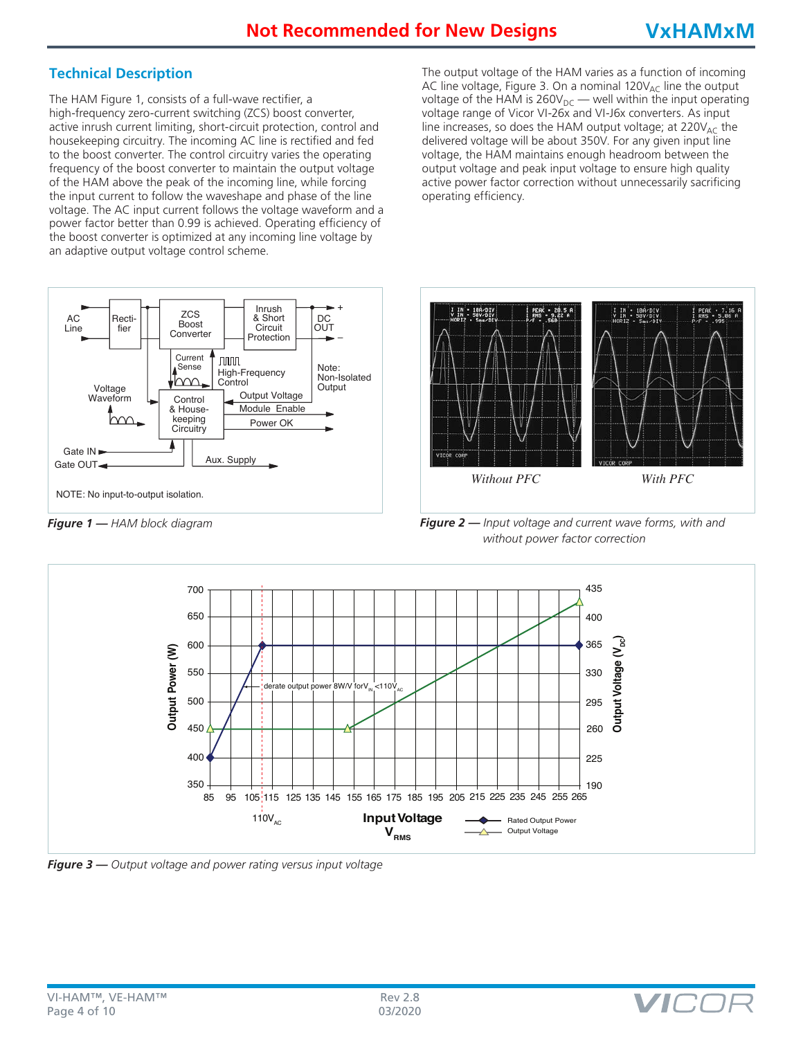## Technical Description

The HAM Figure 1, consists of a full-wave rectifier, a high-frequency zero-current switching (ZCS) boost converter, active inrush current limiting, short-circuit protection, control and housekeeping circuitry. The incoming AC line is rectified and fed to the boost converter. The control circuitry varies the operating frequency of the boost converter to maintain the output voltage of the HAM above the peak of the incoming line, while forcing the input current to follow the waveshape and phase of the line voltage. The AC input current follows the voltage waveform and a power factor better than 0.99 is achieved. Operating efficiency of the boost converter is optimized at any incoming line voltage by an adaptive output voltage control scheme.

The output voltage of the HAM varies as a function of incoming AC line voltage, Figure 3. On a nominal $120V_{AC}$ line the output voltage of the HAM is $260V_{DC}$ — well within the input operating voltage range of Vicor VI-26x and VI-J6x converters. As input line increases, so does the HAM output voltage; at $220V_{AC}$ the delivered voltage will be about 350V. For any given input line voltage, the HAM maintains enough headroom between the output voltage and peak input voltage to ensure high quality active power factor correction without unnecessarily sacrificing operating efficiency.

*Figure 1 — HAM block diagram*

*Figure 2 — Input voltage and current wave forms, with and without power factor correction*

*Figure 3 — Output voltage and power rating versus input voltage*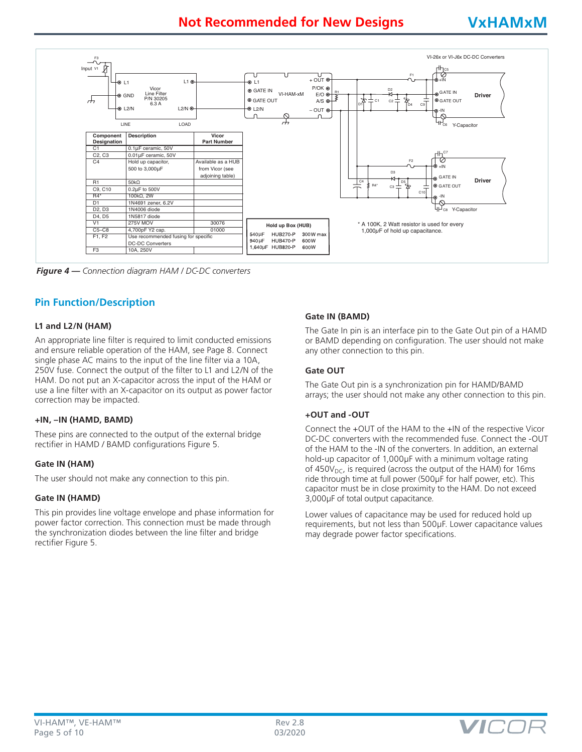| Component Designation | Description | Vicor Part Number |
|---|---|---|
| C1 | 0.1µF ceramic, 50V | |
| C2, C3 | 0.01µF ceramic, 50V | |
| C4 | Hold up capacitor, 500 to 3,000µF | Available as a HUB from Vicor (see adjoining table) |
| R1 | 50kΩ | |
| C9, C10 | 0.2µF to 500V | |
| R4* | 100kΩ, 2W | |
| D1 | 1N4691 zener, 6.2V | |
| D2, D3 | 1N4006 diode | |
| D4, D5 | 1N5817 diode | |
| V1 | 275V MOV | 30076 |
| C5–C8 | 4,700pF Y2 cap. | 01000 |
| F1, F2 | Use recommended fusing for specific DC-DC Converters | |
| F3 | 10A, 250V | |

| Hold up Box (HUB) | | |
|---|---|---|
| 540µF | HUB270-P | 300W max |
| 940µF | HUB470-P | 600W |
| 1,640µF | HUB820-P | 600W |

\* A 100K, 2 Watt resistor is used for every 1,000µF of hold up capacitance.

***Figure 4 —*** *Connection diagram HAM / DC-DC converters*

## Pin Function/Description

### L1 and L2/N (HAM)

An appropriate line filter is required to limit conducted emissions and ensure reliable operation of the HAM, see Page 8. Connect single phase AC mains to the input of the line filter via a 10A, 250V fuse. Connect the output of the filter to L1 and L2/N of the HAM. Do not put an X-capacitor across the input of the HAM or use a line filter with an X-capacitor on its output as power factor correction may be impacted.

### +IN, –IN (HAMD, BAMD)

These pins are connected to the output of the external bridge rectifier in HAMD / BAMD configurations Figure 5.

### Gate IN (HAM)

The user should not make any connection to this pin.

### Gate IN (HAMD)

This pin provides line voltage envelope and phase information for power factor correction. This connection must be made through the synchronization diodes between the line filter and bridge rectifier Figure 5.

### Gate IN (BAMD)

The Gate In pin is an interface pin to the Gate Out pin of a HAMD or BAMD depending on configuration. The user should not make any other connection to this pin.

### Gate OUT

The Gate Out pin is a synchronization pin for HAMD/BAMD arrays; the user should not make any other connection to this pin.

### +OUT and -OUT

Connect the +OUT of the HAM to the +IN of the respective Vicor DC-DC converters with the recommended fuse. Connect the -OUT of the HAM to the -IN of the converters. In addition, an external hold-up capacitor of 1,000µF with a minimum voltage rating of $450V_{DC}$, is required (across the output of the HAM) for 16ms ride through time at full power (500µF for half power, etc). This capacitor must be in close proximity to the HAM. Do not exceed 3,000µF of total output capacitance.

Lower values of capacitance may be used for reduced hold up requirements, but not less than 500µF. Lower capacitance values may degrade power factor specifications.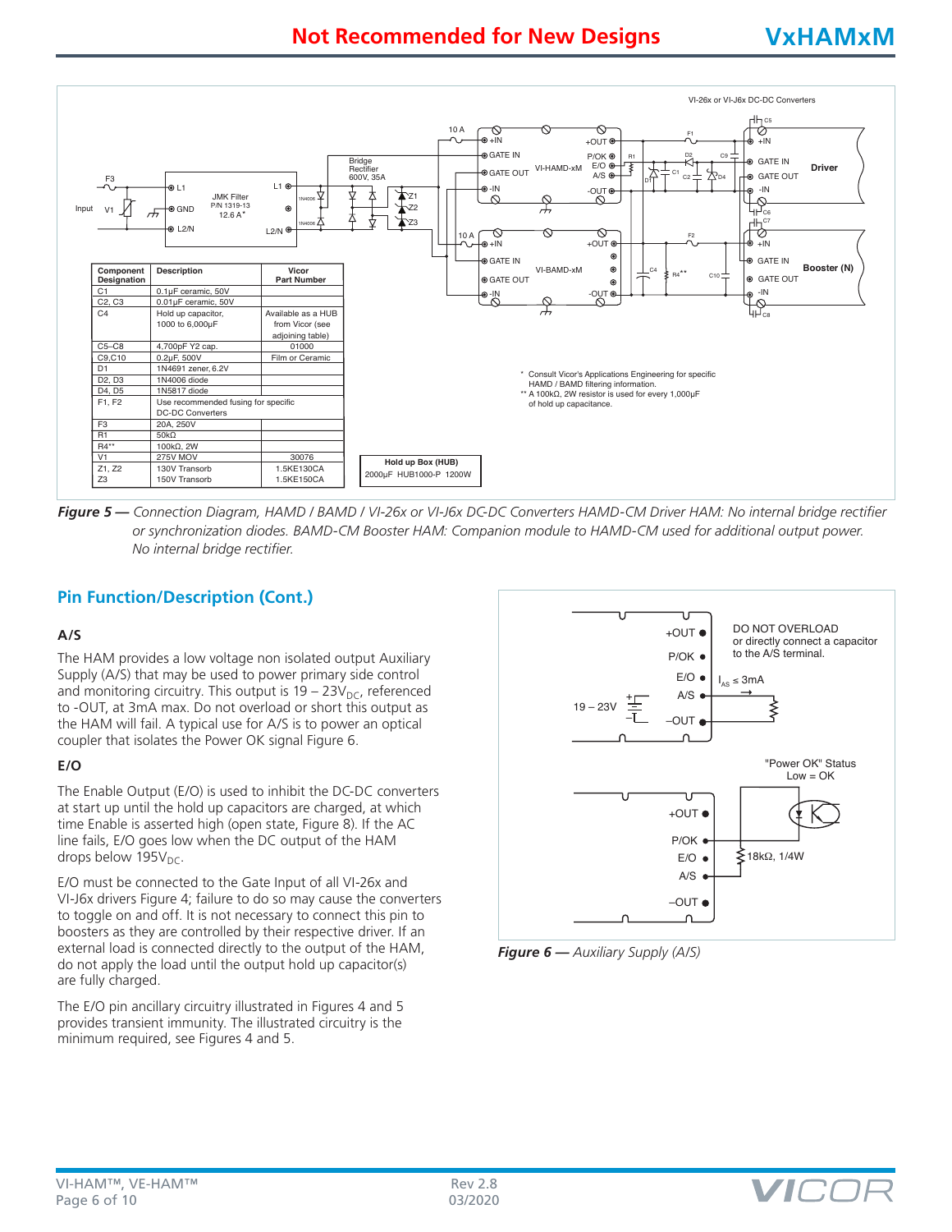| Component Designation | Description | Vicor Part Number |
|---|---|---|
| C1 | 0.1µF ceramic, 50V | |
| C2, C3 | 0.01µF ceramic, 50V | |
| C4 | Hold up capacitor, 1000 to 6,000µF | Available as a HUB from Vicor (see adjoining table) |
| C5–C8 | 4,700pF Y2 cap. | 01000 |
| C9,C10 | 0.2µF, 500V | Film or Ceramic |
| D1 | 1N4691 zener, 6.2V | |
| D2, D3 | 1N4006 diode | |
| D4, D5 | 1N5817 diode | |
| F1, F2 | Use recommended fusing for specific DC-DC Converters | |
| F3 | 20A, 250V | |
| R1 | 50kΩ | |
| R4** | 100kΩ, 2W | |
| V1 | 275V MOV | 30076 |
| Z1, Z2 | 130V Transorb | 1.5KE130CA |
| Z3 | 150V Transorb | 1.5KE150CA |

| Hold up Box (HUB) |
|---|
| 2000µF HUB1000-P 1200W |

\* Consult Vicor's Applications Engineering for specific HAMD / BAMD filtering information.

** A 100kΩ, 2W resistor is used for every 1,000µF of hold up capacitance.

***Figure 5*** *— Connection Diagram, HAMD / BAMD / VI-26x or VI-J6x DC-DC Converters HAMD-CM Driver HAM: No internal bridge rectifier or synchronization diodes. BAMD-CM Booster HAM: Companion module to HAMD-CM used for additional output power. No internal bridge rectifier.*

## Pin Function/Description (Cont.)

### A/S

The HAM provides a low voltage non isolated output Auxiliary Supply (A/S) that may be used to power primary side control and monitoring circuitry. This output is 19 – 23$V_{DC}$, referenced to -OUT, at 3mA max. Do not overload or short this output as the HAM will fail. A typical use for A/S is to power an optical coupler that isolates the Power OK signal Figure 6.

### E/O

The Enable Output (E/O) is used to inhibit the DC-DC converters at start up until the hold up capacitors are charged, at which time Enable is asserted high (open state, Figure 8). If the AC line fails, E/O goes low when the DC output of the HAM drops below 195$V_{DC}$.

E/O must be connected to the Gate Input of all VI-26x and VI-J6x drivers Figure 4; failure to do so may cause the converters to toggle on and off. It is not necessary to connect this pin to boosters as they are controlled by their respective driver. If an external load is connected directly to the output of the HAM, do not apply the load until the output hold up capacitor(s) are fully charged.

The E/O pin ancillary circuitry illustrated in Figures 4 and 5 provides transient immunity. The illustrated circuitry is the minimum required, see Figures 4 and 5.

***Figure 6*** *— Auxiliary Supply (A/S)*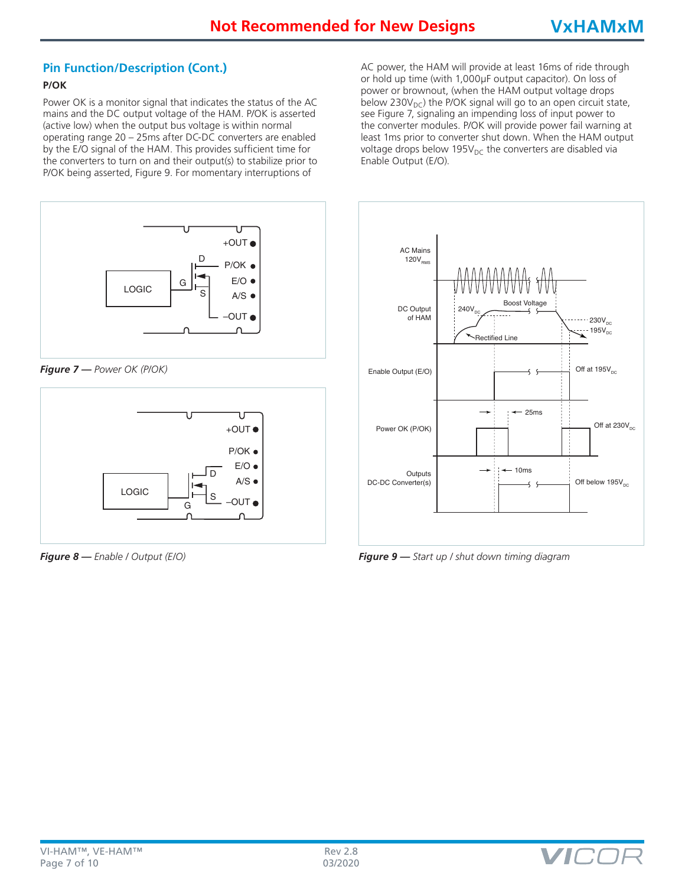## Pin Function/Description (Cont.)

### P/OK

Power OK is a monitor signal that indicates the status of the AC mains and the DC output voltage of the HAM. P/OK is asserted (active low) when the output bus voltage is within normal operating range 20 – 25ms after DC-DC converters are enabled by the E/O signal of the HAM. This provides sufficient time for the converters to turn on and their output(s) to stabilize prior to P/OK being asserted, Figure 9. For momentary interruptions of AC power, the HAM will provide at least 16ms of ride through or hold up time (with 1,000µF output capacitor). On loss of power or brownout, (when the HAM output voltage drops below $230V_{DC}$) the P/OK signal will go to an open circuit state, see Figure 7, signaling an impending loss of input power to the converter modules. P/OK will provide power fail warning at least 1ms prior to converter shut down. When the HAM output voltage drops below $195V_{DC}$ the converters are disabled via Enable Output (E/O).

***Figure 7** — Power OK (P/OK)*

***Figure 8** — Enable / Output (E/O)*

***Figure 9** — Start up / shut down timing diagram*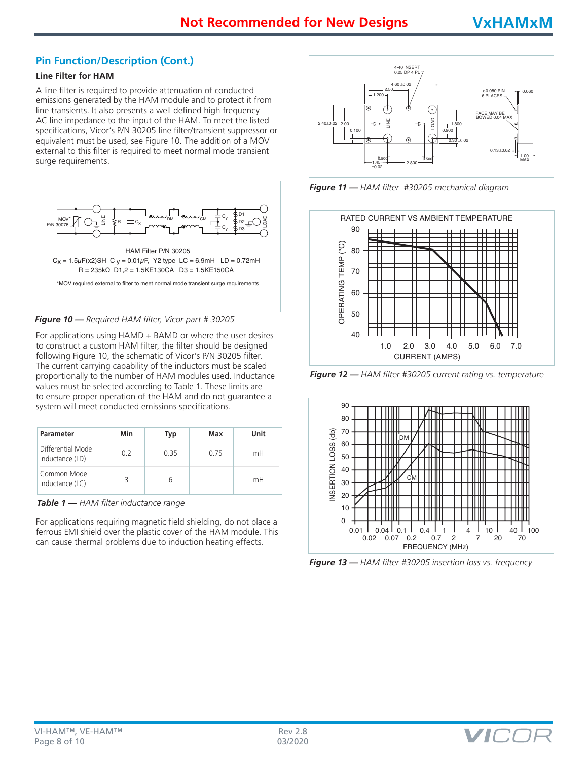## Pin Function/Description (Cont.)

### Line Filter for HAM

A line filter is required to provide attenuation of conducted emissions generated by the HAM module and to protect it from line transients. It also presents a well defined high frequency AC line impedance to the input of the HAM. To meet the listed specifications, Vicor's P/N 30205 line filter/transient suppressor or equivalent must be used, see Figure 10. The addition of a MOV external to this filter is required to meet normal mode transient surge requirements.

HAM Filter P/N 30205

$C_X$ = 1.5μF(x2)SH $C_Y$ = 0.01μF, Y2 type LC = 6.9mH LD = 0.72mH
R = 235kΩ D1,2 = 1.5KE130CA D3 = 1.5KE150CA

*MOV required external to filter to meet normal mode transient surge requirements

***Figure 10*** *— Required HAM filter, Vicor part # 30205*

For applications using HAMD + BAMD or where the user desires to construct a custom HAM filter, the filter should be designed following Figure 10, the schematic of Vicor's P/N 30205 filter. The current carrying capability of the inductors must be scaled proportionally to the number of HAM modules used. Inductance values must be selected according to Table 1. These limits are to ensure proper operation of the HAM and do not guarantee a system will meet conducted emissions specifications.

| Parameter | Min | Typ | Max | Unit |
|---|---|---|---|---|
| Differential Mode Inductance (LD) | 0.2 | 0.35 | 0.75 | mH |
| Common Mode Inductance (LC) | 3 | 6 | | mH |

***Table 1*** *— HAM filter inductance range*

For applications requiring magnetic field shielding, do not place a ferrous EMI shield over the plastic cover of the HAM module. This can cause thermal problems due to induction heating effects.

***Figure 11*** *— HAM filter #30205 mechanical diagram*

***Figure 12*** *— HAM filter #30205 current rating vs. temperature*

***Figure 13*** *— HAM filter #30205 insertion loss vs. frequency*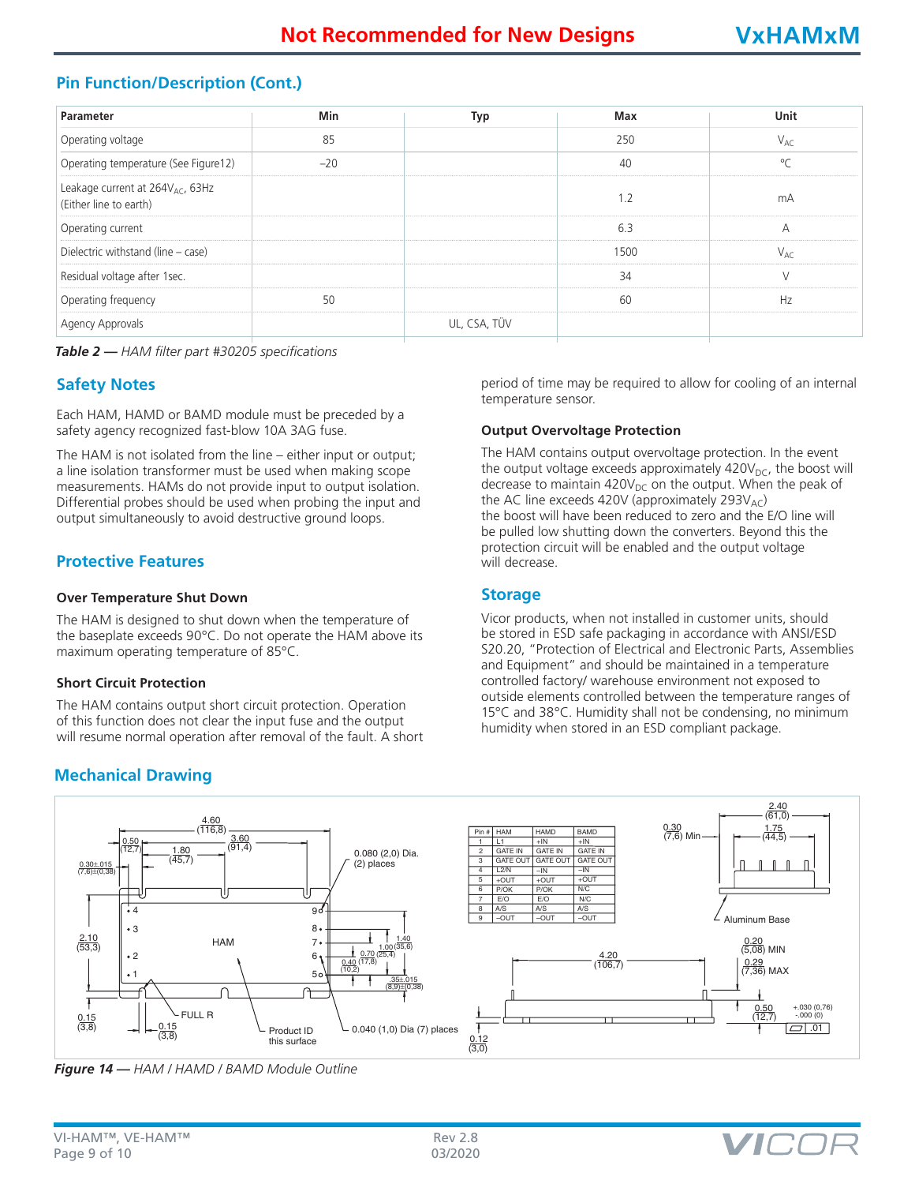## Pin Function/Description (Cont.)

| Parameter | Min | Typ | Max | Unit |
|---|---|---|---|---|
| Operating voltage | 85 | | 250 | $V_{AC}$ |
| Operating temperature (See Figure12) | –20 | | 40 | °C |
| Leakage current at $264V_{AC}$, 63Hz (Either line to earth) | | | 1.2 | mA |
| Operating current | | | 6.3 | A |
| Dielectric withstand (line – case) | | | 1500 | $V_{AC}$ |
| Residual voltage after 1sec. | | | 34 | V |
| Operating frequency | 50 | | 60 | Hz |
| Agency Approvals | | UL, CSA, TÜV | | |

***Table 2** — HAM filter part #30205 specifications*

## Safety Notes

Each HAM, HAMD or BAMD module must be preceded by a safety agency recognized fast-blow 10A 3AG fuse.

The HAM is not isolated from the line – either input or output; a line isolation transformer must be used when making scope measurements. HAMs do not provide input to output isolation. Differential probes should be used when probing the input and output simultaneously to avoid destructive ground loops.

## Protective Features

### Over Temperature Shut Down

The HAM is designed to shut down when the temperature of the baseplate exceeds 90°C. Do not operate the HAM above its maximum operating temperature of 85°C.

### Short Circuit Protection

The HAM contains output short circuit protection. Operation of this function does not clear the input fuse and the output will resume normal operation after removal of the fault. A short period of time may be required to allow for cooling of an internal temperature sensor.

### Output Overvoltage Protection

The HAM contains output overvoltage protection. In the event the output voltage exceeds approximately $420V_{DC}$, the boost will decrease to maintain $420V_{DC}$ on the output. When the peak of the AC line exceeds 420V (approximately $293V_{AC}$) the boost will have been reduced to zero and the E/O line will be pulled low shutting down the converters. Beyond this the protection circuit will be enabled and the output voltage will decrease.

## Storage

Vicor products, when not installed in customer units, should be stored in ESD safe packaging in accordance with ANSI/ESD S20.20, "Protection of Electrical and Electronic Parts, Assemblies and Equipment" and should be maintained in a temperature controlled factory/ warehouse environment not exposed to outside elements controlled between the temperature ranges of 15°C and 38°C. Humidity shall not be condensing, no minimum humidity when stored in an ESD compliant package.

## Mechanical Drawing

| Pin # | HAM | HAMD | BAMD |
|---|---|---|---|
| 1 | L1 | +IN | +IN |
| 2 | GATE IN | GATE IN | GATE IN |
| 3 | GATE OUT | GATE OUT | GATE OUT |
| 4 | L2/N | –IN | –IN |
| 5 | +OUT | +OUT | +OUT |
| 6 | P/OK | P/OK | N/C |
| 7 | E/O | E/O | N/C |
| 8 | A/S | A/S | A/S |
| 9 | –OUT | –OUT | –OUT |

***Figure 14** — HAM / HAMD / BAMD Module Outline*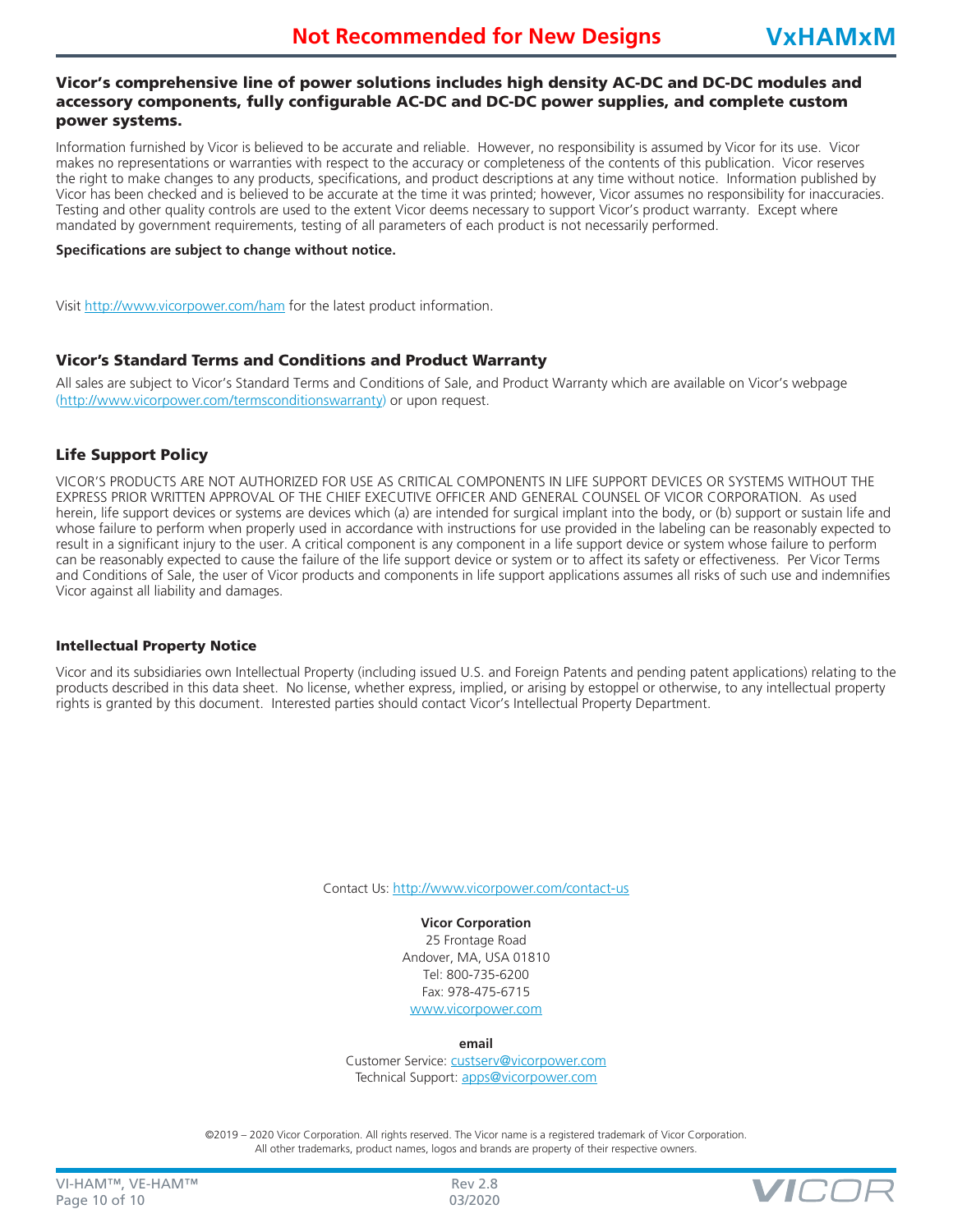**Vicor's comprehensive line of power solutions includes high density AC-DC and DC-DC modules and accessory components, fully configurable AC-DC and DC-DC power supplies, and complete custom power systems.**

Information furnished by Vicor is believed to be accurate and reliable. However, no responsibility is assumed by Vicor for its use. Vicor makes no representations or warranties with respect to the accuracy or completeness of the contents of this publication. Vicor reserves the right to make changes to any products, specifications, and product descriptions at any time without notice. Information published by Vicor has been checked and is believed to be accurate at the time it was printed; however, Vicor assumes no responsibility for inaccuracies. Testing and other quality controls are used to the extent Vicor deems necessary to support Vicor's product warranty. Except where mandated by government requirements, testing of all parameters of each product is not necessarily performed.

**Specifications are subject to change without notice.**

Visit http://www.vicorpower.com/ham for the latest product information.

## Vicor's Standard Terms and Conditions and Product Warranty

All sales are subject to Vicor's Standard Terms and Conditions of Sale, and Product Warranty which are available on Vicor's webpage (http://www.vicorpower.com/termsconditionswarranty) or upon request.

## Life Support Policy

VICOR'S PRODUCTS ARE NOT AUTHORIZED FOR USE AS CRITICAL COMPONENTS IN LIFE SUPPORT DEVICES OR SYSTEMS WITHOUT THE EXPRESS PRIOR WRITTEN APPROVAL OF THE CHIEF EXECUTIVE OFFICER AND GENERAL COUNSEL OF VICOR CORPORATION. As used herein, life support devices or systems are devices which (a) are intended for surgical implant into the body, or (b) support or sustain life and whose failure to perform when properly used in accordance with instructions for use provided in the labeling can be reasonably expected to result in a significant injury to the user. A critical component is any component in a life support device or system whose failure to perform can be reasonably expected to cause the failure of the life support device or system or to affect its safety or effectiveness. Per Vicor Terms and Conditions of Sale, the user of Vicor products and components in life support applications assumes all risks of such use and indemnifies Vicor against all liability and damages.

### Intellectual Property Notice

Vicor and its subsidiaries own Intellectual Property (including issued U.S. and Foreign Patents and pending patent applications) relating to the products described in this data sheet. No license, whether express, implied, or arising by estoppel or otherwise, to any intellectual property rights is granted by this document. Interested parties should contact Vicor's Intellectual Property Department.

Contact Us: http://www.vicorpower.com/contact-us

**Vicor Corporation**
25 Frontage Road
Andover, MA, USA 01810
Tel: 800-735-6200
Fax: 978-475-6715
www.vicorpower.com

**email**
Customer Service: custserv@vicorpower.com
Technical Support: apps@vicorpower.com

©2019 – 2020 Vicor Corporation. All rights reserved. The Vicor name is a registered trademark of Vicor Corporation.
All other trademarks, product names, logos and brands are property of their respective owners.